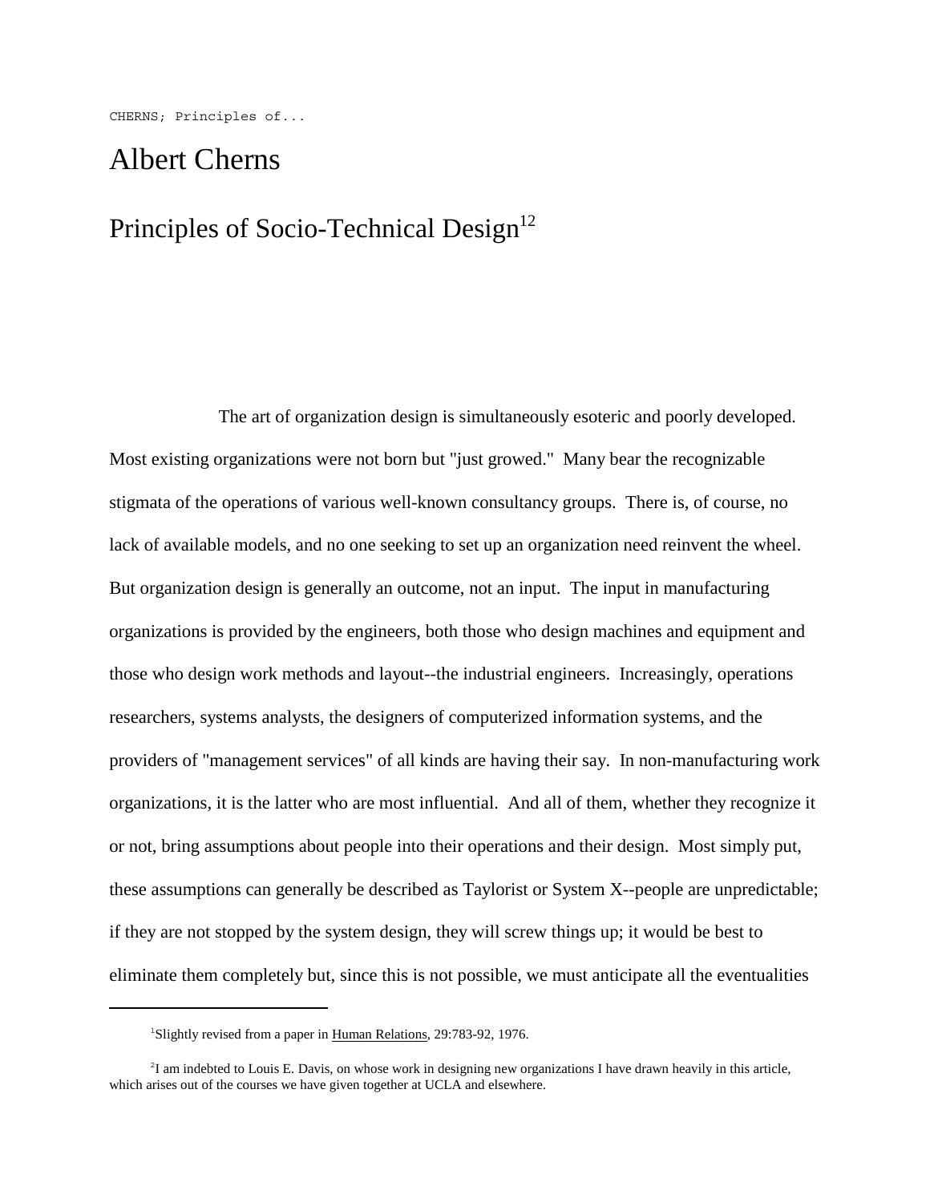# Albert Cherns

## Principles of Socio-Technical Design[1,2]

The art of organization design is simultaneously esoteric and poorly developed. Most existing organizations were not born but "just growed." Many bear the recognizable stigmata of the operations of various well-known consultancy groups. There is, of course, no lack of available models, and no one seeking to set up an organization need reinvent the wheel. But organization design is generally an outcome, not an input. The input in manufacturing organizations is provided by the engineers, both those who design machines and equipment and those who design work methods and layout--the industrial engineers. Increasingly, operations researchers, systems analysts, the designers of computerized information systems, and the providers of "management services" of all kinds are having their say. In non-manufacturing work organizations, it is the latter who are most influential. And all of them, whether they recognize it or not, bring assumptions about people into their operations and their design. Most simply put, these assumptions can generally be described as Taylorist or System X--people are unpredictable; if they are not stopped by the system design, they will screw things up; it would be best to eliminate them completely but, since this is not possible, we must anticipate all the eventualities

---

[1] Slightly revised from a paper in Human Relations, 29:783-92, 1976.

[2] I am indebted to Louis E. Davis, on whose work in designing new organizations I have drawn heavily in this article, which arises out of the courses we have given together at UCLA and elsewhere.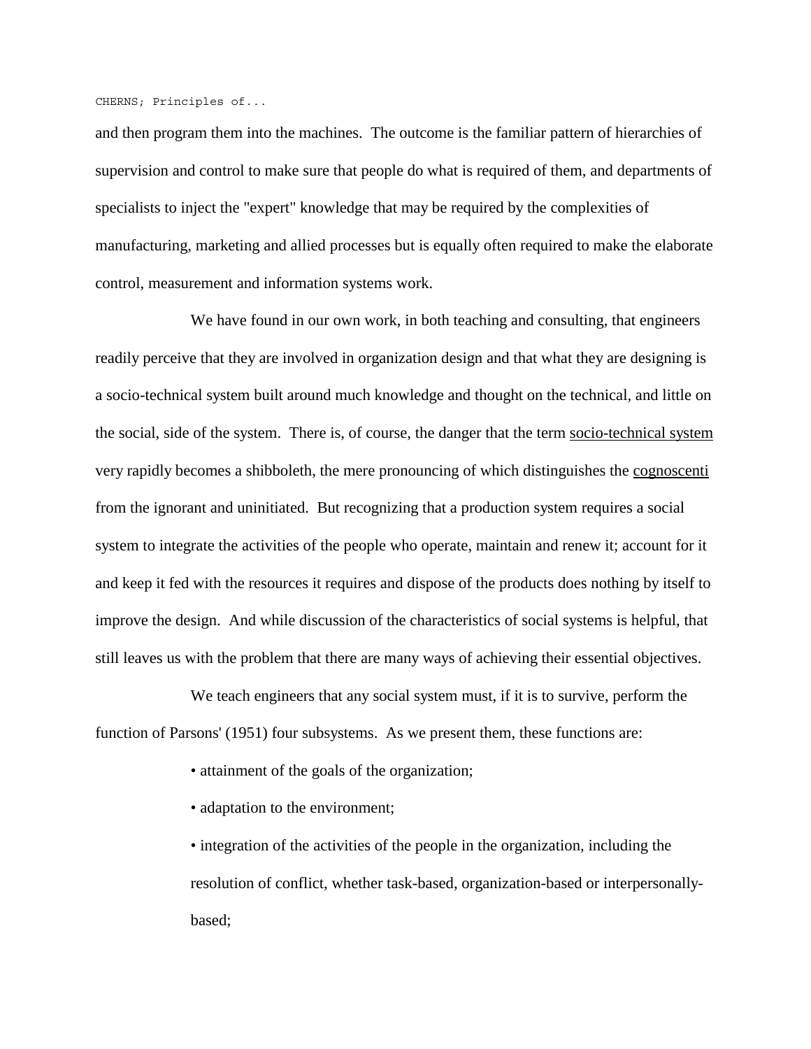and then program them into the machines. The outcome is the familiar pattern of hierarchies of supervision and control to make sure that people do what is required of them, and departments of specialists to inject the "expert" knowledge that may be required by the complexities of manufacturing, marketing and allied processes but is equally often required to make the elaborate control, measurement and information systems work.

We have found in our own work, in both teaching and consulting, that engineers readily perceive that they are involved in organization design and that what they are designing is a socio-technical system built around much knowledge and thought on the technical, and little on the social, side of the system. There is, of course, the danger that the term socio-technical system very rapidly becomes a shibboleth, the mere pronouncing of which distinguishes the cognoscenti from the ignorant and uninitiated. But recognizing that a production system requires a social system to integrate the activities of the people who operate, maintain and renew it; account for it and keep it fed with the resources it requires and dispose of the products does nothing by itself to improve the design. And while discussion of the characteristics of social systems is helpful, that still leaves us with the problem that there are many ways of achieving their essential objectives.

We teach engineers that any social system must, if it is to survive, perform the function of Parsons' (1951) four subsystems. As we present them, these functions are:

- attainment of the goals of the organization;
- adaptation to the environment;
- integration of the activities of the people in the organization, including the resolution of conflict, whether task-based, organization-based or interpersonally-based;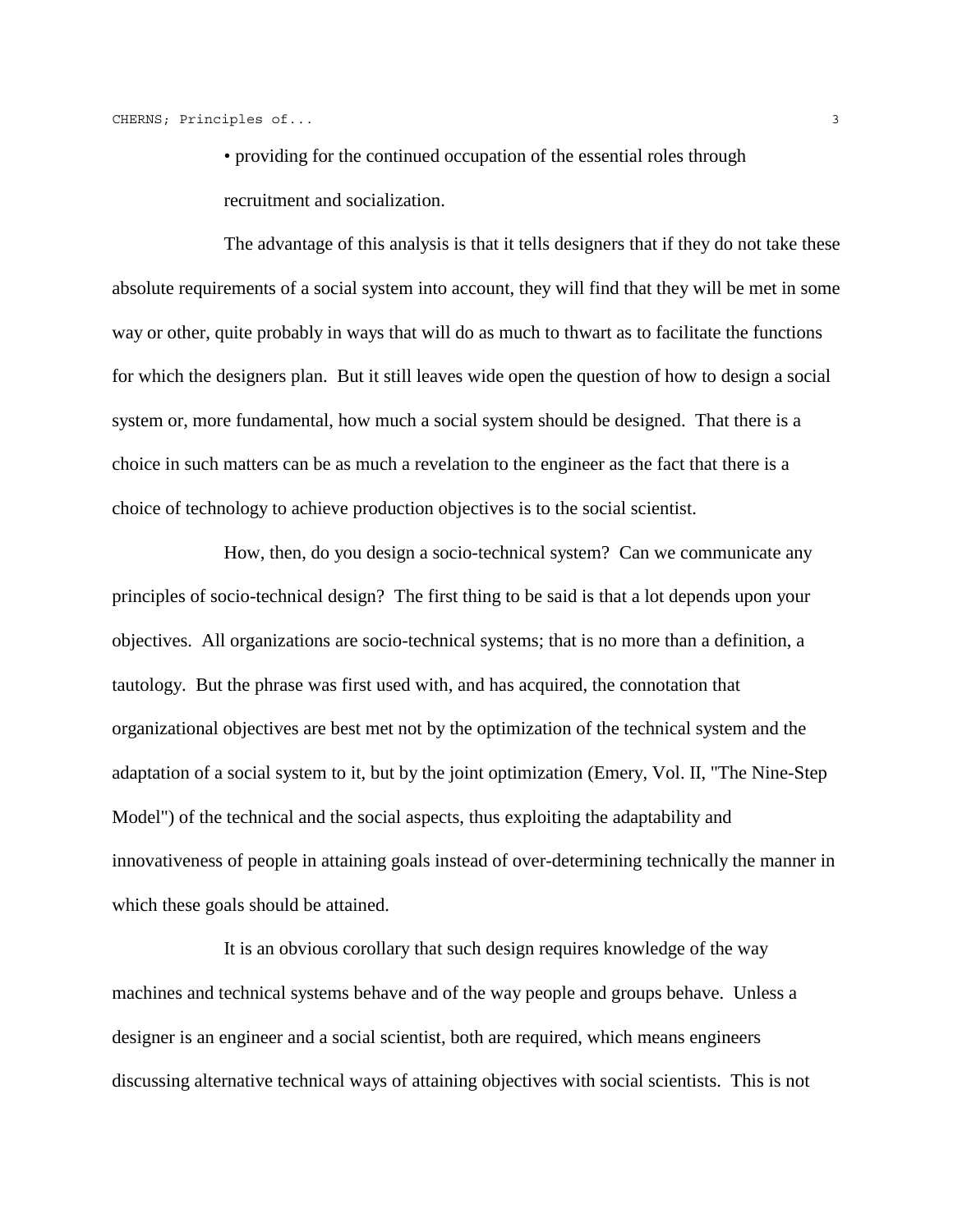- providing for the continued occupation of the essential roles through recruitment and socialization.

The advantage of this analysis is that it tells designers that if they do not take these absolute requirements of a social system into account, they will find that they will be met in some way or other, quite probably in ways that will do as much to thwart as to facilitate the functions for which the designers plan. But it still leaves wide open the question of how to design a social system or, more fundamental, how much a social system should be designed. That there is a choice in such matters can be as much a revelation to the engineer as the fact that there is a choice of technology to achieve production objectives is to the social scientist.

How, then, do you design a socio-technical system? Can we communicate any principles of socio-technical design? The first thing to be said is that a lot depends upon your objectives. All organizations are socio-technical systems; that is no more than a definition, a tautology. But the phrase was first used with, and has acquired, the connotation that organizational objectives are best met not by the optimization of the technical system and the adaptation of a social system to it, but by the joint optimization (Emery, Vol. II, "The Nine-Step Model") of the technical and the social aspects, thus exploiting the adaptability and innovativeness of people in attaining goals instead of over-determining technically the manner in which these goals should be attained.

It is an obvious corollary that such design requires knowledge of the way machines and technical systems behave and of the way people and groups behave. Unless a designer is an engineer and a social scientist, both are required, which means engineers discussing alternative technical ways of attaining objectives with social scientists. This is not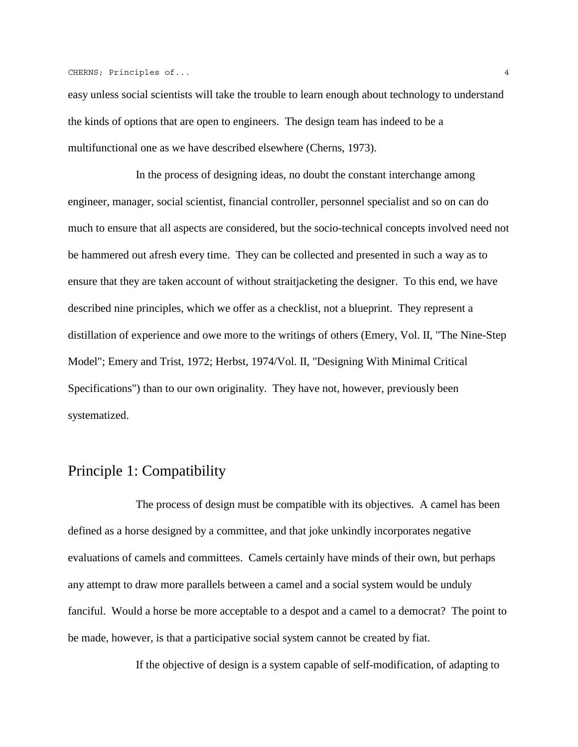easy unless social scientists will take the trouble to learn enough about technology to understand the kinds of options that are open to engineers. The design team has indeed to be a multifunctional one as we have described elsewhere (Cherns, 1973).

In the process of designing ideas, no doubt the constant interchange among engineer, manager, social scientist, financial controller, personnel specialist and so on can do much to ensure that all aspects are considered, but the socio-technical concepts involved need not be hammered out afresh every time. They can be collected and presented in such a way as to ensure that they are taken account of without straitjacketing the designer. To this end, we have described nine principles, which we offer as a checklist, not a blueprint. They represent a distillation of experience and owe more to the writings of others (Emery, Vol. II, "The Nine-Step Model"; Emery and Trist, 1972; Herbst, 1974/Vol. II, "Designing With Minimal Critical Specifications") than to our own originality. They have not, however, previously been systematized.

## Principle 1: Compatibility

The process of design must be compatible with its objectives. A camel has been defined as a horse designed by a committee, and that joke unkindly incorporates negative evaluations of camels and committees. Camels certainly have minds of their own, but perhaps any attempt to draw more parallels between a camel and a social system would be unduly fanciful. Would a horse be more acceptable to a despot and a camel to a democrat? The point to be made, however, is that a participative social system cannot be created by fiat.

If the objective of design is a system capable of self-modification, of adapting to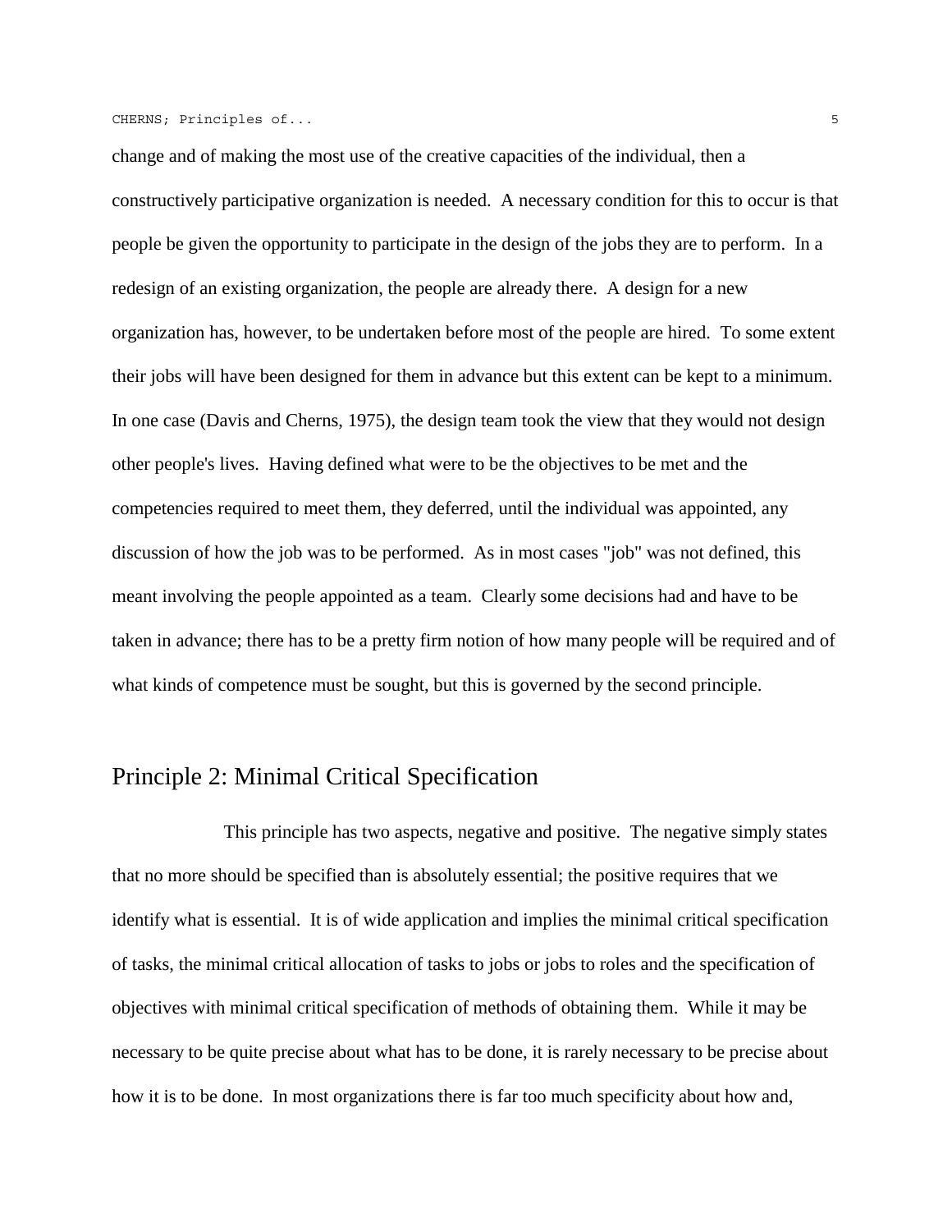change and of making the most use of the creative capacities of the individual, then a constructively participative organization is needed. A necessary condition for this to occur is that people be given the opportunity to participate in the design of the jobs they are to perform. In a redesign of an existing organization, the people are already there. A design for a new organization has, however, to be undertaken before most of the people are hired. To some extent their jobs will have been designed for them in advance but this extent can be kept to a minimum. In one case (Davis and Cherns, 1975), the design team took the view that they would not design other people's lives. Having defined what were to be the objectives to be met and the competencies required to meet them, they deferred, until the individual was appointed, any discussion of how the job was to be performed. As in most cases "job" was not defined, this meant involving the people appointed as a team. Clearly some decisions had and have to be taken in advance; there has to be a pretty firm notion of how many people will be required and of what kinds of competence must be sought, but this is governed by the second principle.

## Principle 2: Minimal Critical Specification

This principle has two aspects, negative and positive. The negative simply states that no more should be specified than is absolutely essential; the positive requires that we identify what is essential. It is of wide application and implies the minimal critical specification of tasks, the minimal critical allocation of tasks to jobs or jobs to roles and the specification of objectives with minimal critical specification of methods of obtaining them. While it may be necessary to be quite precise about what has to be done, it is rarely necessary to be precise about how it is to be done. In most organizations there is far too much specificity about how and,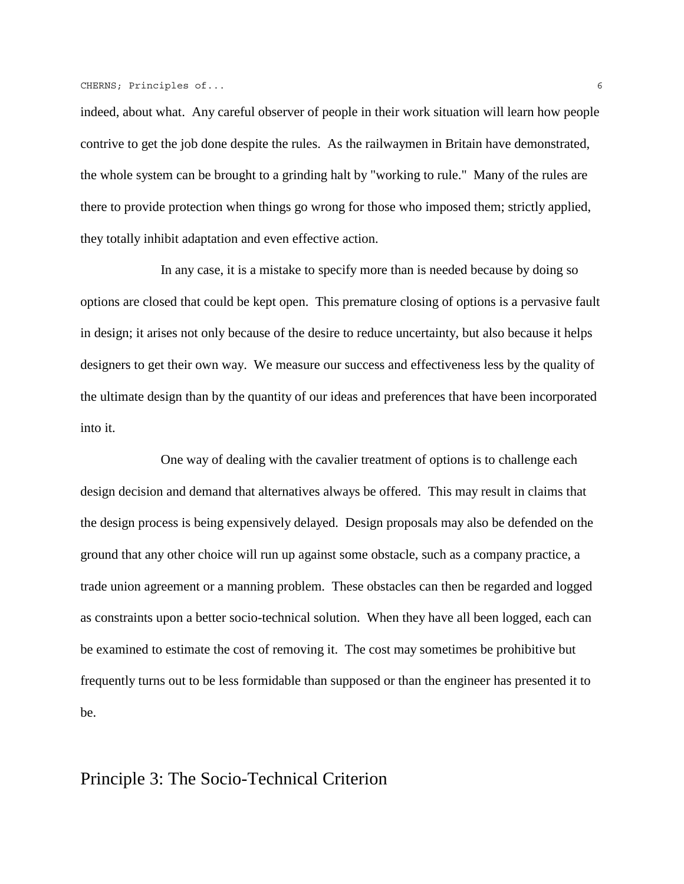indeed, about what. Any careful observer of people in their work situation will learn how people contrive to get the job done despite the rules. As the railwaymen in Britain have demonstrated, the whole system can be brought to a grinding halt by "working to rule." Many of the rules are there to provide protection when things go wrong for those who imposed them; strictly applied, they totally inhibit adaptation and even effective action.

In any case, it is a mistake to specify more than is needed because by doing so options are closed that could be kept open. This premature closing of options is a pervasive fault in design; it arises not only because of the desire to reduce uncertainty, but also because it helps designers to get their own way. We measure our success and effectiveness less by the quality of the ultimate design than by the quantity of our ideas and preferences that have been incorporated into it.

One way of dealing with the cavalier treatment of options is to challenge each design decision and demand that alternatives always be offered. This may result in claims that the design process is being expensively delayed. Design proposals may also be defended on the ground that any other choice will run up against some obstacle, such as a company practice, a trade union agreement or a manning problem. These obstacles can then be regarded and logged as constraints upon a better socio-technical solution. When they have all been logged, each can be examined to estimate the cost of removing it. The cost may sometimes be prohibitive but frequently turns out to be less formidable than supposed or than the engineer has presented it to be.

## Principle 3: The Socio-Technical Criterion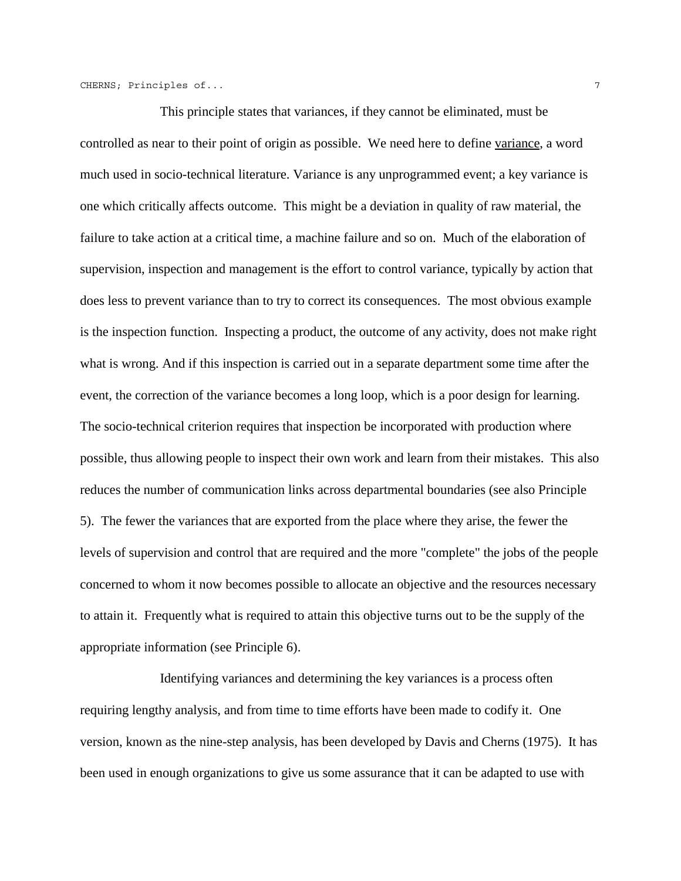This principle states that variances, if they cannot be eliminated, must be controlled as near to their point of origin as possible. We need here to define <u>variance</u>, a word much used in socio-technical literature. Variance is any unprogrammed event; a key variance is one which critically affects outcome. This might be a deviation in quality of raw material, the failure to take action at a critical time, a machine failure and so on. Much of the elaboration of supervision, inspection and management is the effort to control variance, typically by action that does less to prevent variance than to try to correct its consequences. The most obvious example is the inspection function. Inspecting a product, the outcome of any activity, does not make right what is wrong. And if this inspection is carried out in a separate department some time after the event, the correction of the variance becomes a long loop, which is a poor design for learning. The socio-technical criterion requires that inspection be incorporated with production where possible, thus allowing people to inspect their own work and learn from their mistakes. This also reduces the number of communication links across departmental boundaries (see also Principle 5). The fewer the variances that are exported from the place where they arise, the fewer the levels of supervision and control that are required and the more "complete" the jobs of the people concerned to whom it now becomes possible to allocate an objective and the resources necessary to attain it. Frequently what is required to attain this objective turns out to be the supply of the appropriate information (see Principle 6).

Identifying variances and determining the key variances is a process often requiring lengthy analysis, and from time to time efforts have been made to codify it. One version, known as the nine-step analysis, has been developed by Davis and Cherns (1975). It has been used in enough organizations to give us some assurance that it can be adapted to use with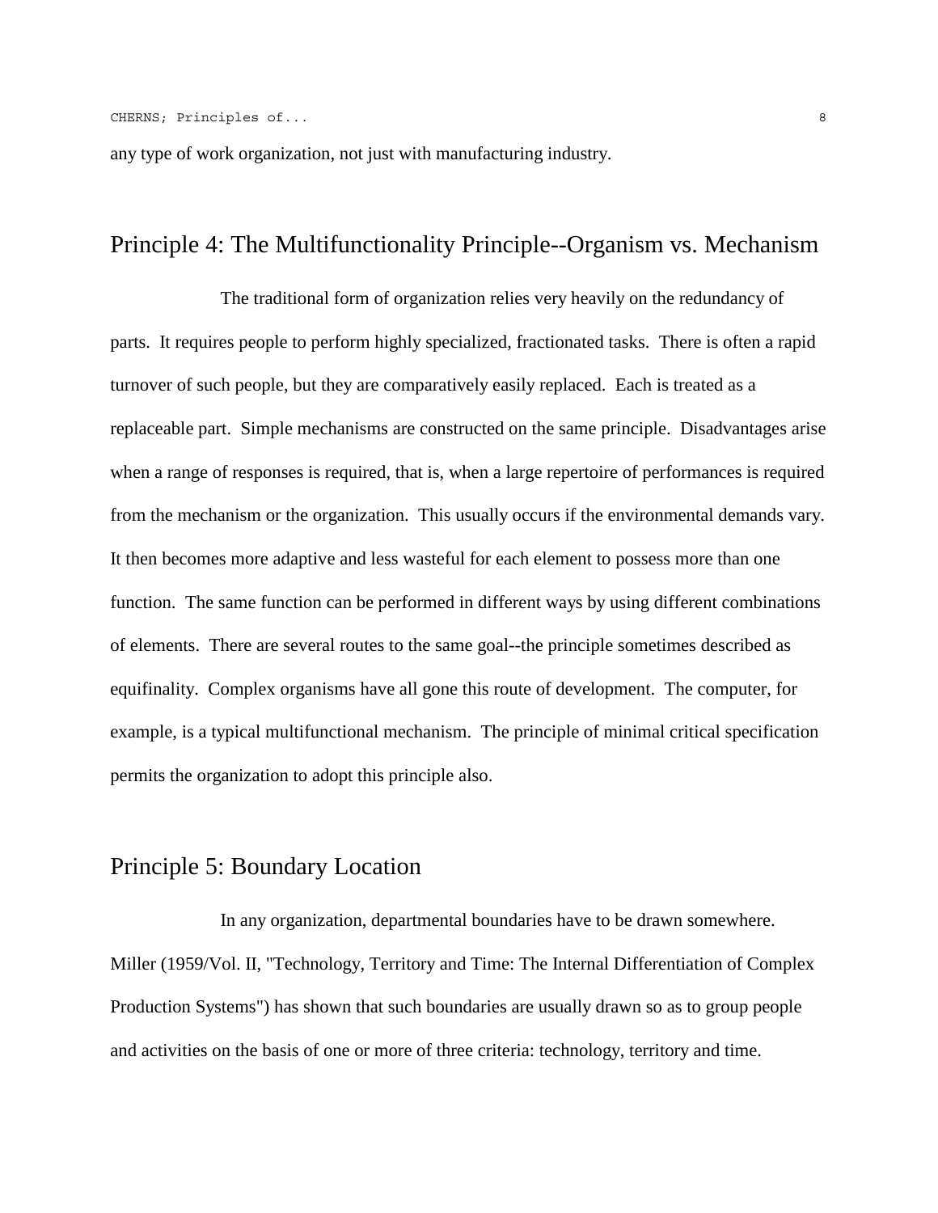any type of work organization, not just with manufacturing industry.

## Principle 4: The Multifunctionality Principle--Organism vs. Mechanism

The traditional form of organization relies very heavily on the redundancy of parts. It requires people to perform highly specialized, fractionated tasks. There is often a rapid turnover of such people, but they are comparatively easily replaced. Each is treated as a replaceable part. Simple mechanisms are constructed on the same principle. Disadvantages arise when a range of responses is required, that is, when a large repertoire of performances is required from the mechanism or the organization. This usually occurs if the environmental demands vary. It then becomes more adaptive and less wasteful for each element to possess more than one function. The same function can be performed in different ways by using different combinations of elements. There are several routes to the same goal--the principle sometimes described as equifinality. Complex organisms have all gone this route of development. The computer, for example, is a typical multifunctional mechanism. The principle of minimal critical specification permits the organization to adopt this principle also.

## Principle 5: Boundary Location

In any organization, departmental boundaries have to be drawn somewhere. Miller (1959/Vol. II, "Technology, Territory and Time: The Internal Differentiation of Complex Production Systems") has shown that such boundaries are usually drawn so as to group people and activities on the basis of one or more of three criteria: technology, territory and time.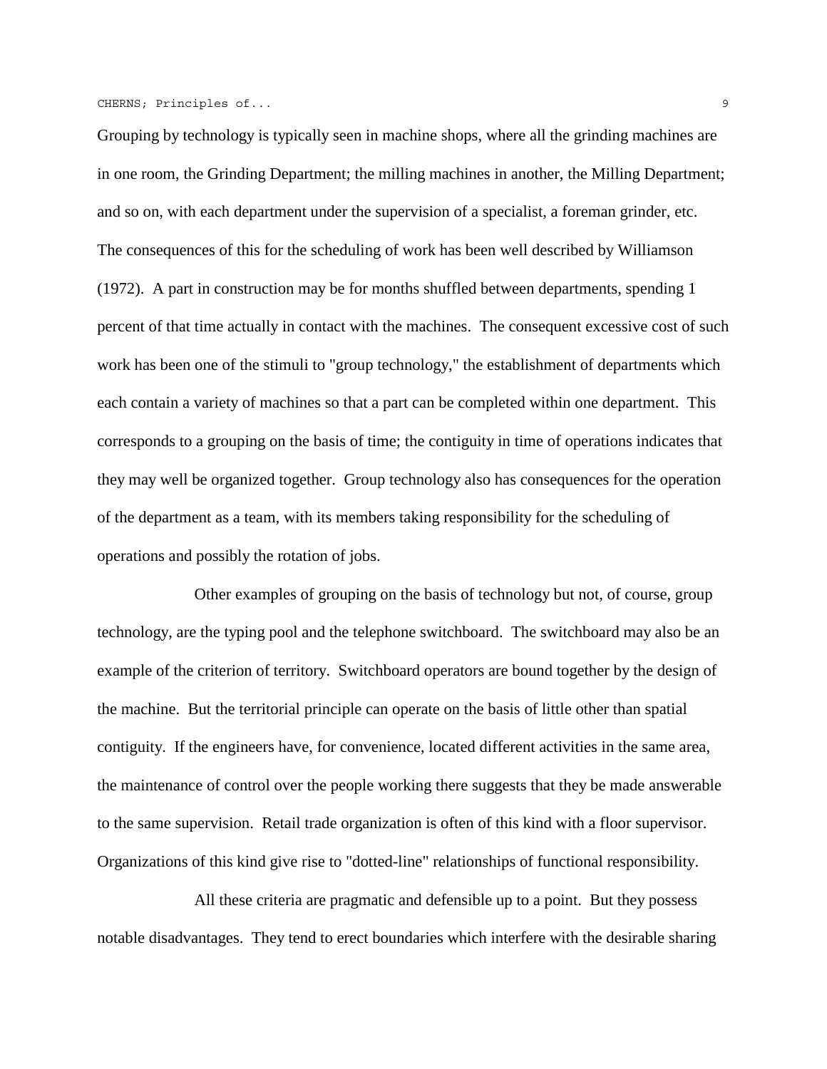Grouping by technology is typically seen in machine shops, where all the grinding machines are in one room, the Grinding Department; the milling machines in another, the Milling Department; and so on, with each department under the supervision of a specialist, a foreman grinder, etc. The consequences of this for the scheduling of work has been well described by Williamson (1972). A part in construction may be for months shuffled between departments, spending 1 percent of that time actually in contact with the machines. The consequent excessive cost of such work has been one of the stimuli to "group technology," the establishment of departments which each contain a variety of machines so that a part can be completed within one department. This corresponds to a grouping on the basis of time; the contiguity in time of operations indicates that they may well be organized together. Group technology also has consequences for the operation of the department as a team, with its members taking responsibility for the scheduling of operations and possibly the rotation of jobs.

Other examples of grouping on the basis of technology but not, of course, group technology, are the typing pool and the telephone switchboard. The switchboard may also be an example of the criterion of territory. Switchboard operators are bound together by the design of the machine. But the territorial principle can operate on the basis of little other than spatial contiguity. If the engineers have, for convenience, located different activities in the same area, the maintenance of control over the people working there suggests that they be made answerable to the same supervision. Retail trade organization is often of this kind with a floor supervisor. Organizations of this kind give rise to "dotted-line" relationships of functional responsibility.

All these criteria are pragmatic and defensible up to a point. But they possess notable disadvantages. They tend to erect boundaries which interfere with the desirable sharing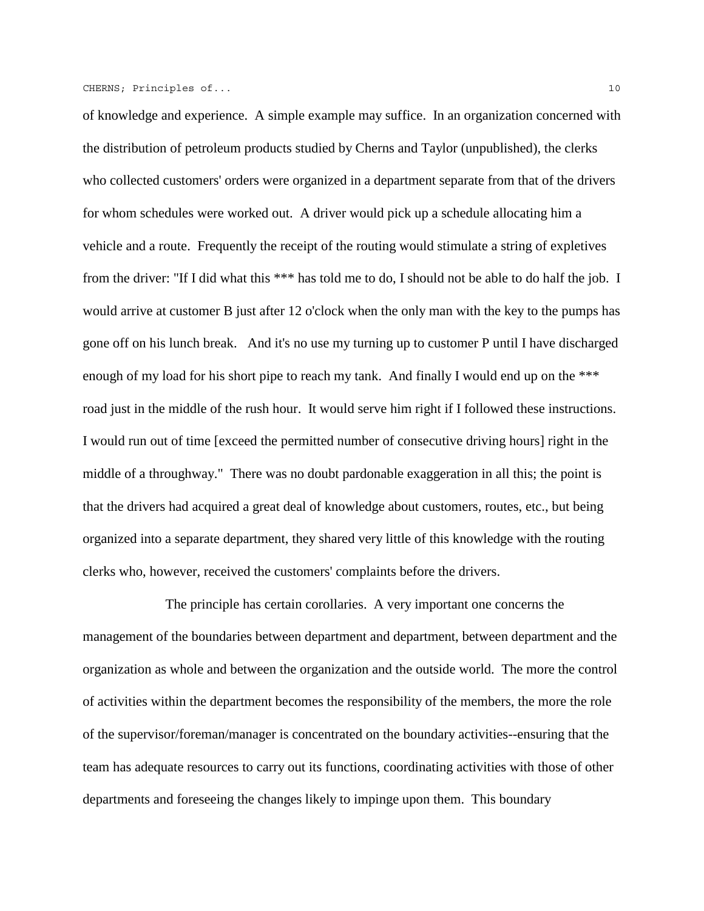of knowledge and experience. A simple example may suffice. In an organization concerned with the distribution of petroleum products studied by Cherns and Taylor (unpublished), the clerks who collected customers' orders were organized in a department separate from that of the drivers for whom schedules were worked out. A driver would pick up a schedule allocating him a vehicle and a route. Frequently the receipt of the routing would stimulate a string of expletives from the driver: "If I did what this *** has told me to do, I should not be able to do half the job. I would arrive at customer B just after 12 o'clock when the only man with the key to the pumps has gone off on his lunch break. And it's no use my turning up to customer P until I have discharged enough of my load for his short pipe to reach my tank. And finally I would end up on the *** road just in the middle of the rush hour. It would serve him right if I followed these instructions. I would run out of time [exceed the permitted number of consecutive driving hours] right in the middle of a throughway." There was no doubt pardonable exaggeration in all this; the point is that the drivers had acquired a great deal of knowledge about customers, routes, etc., but being organized into a separate department, they shared very little of this knowledge with the routing clerks who, however, received the customers' complaints before the drivers.

The principle has certain corollaries. A very important one concerns the management of the boundaries between department and department, between department and the organization as whole and between the organization and the outside world. The more the control of activities within the department becomes the responsibility of the members, the more the role of the supervisor/foreman/manager is concentrated on the boundary activities--ensuring that the team has adequate resources to carry out its functions, coordinating activities with those of other departments and foreseeing the changes likely to impinge upon them. This boundary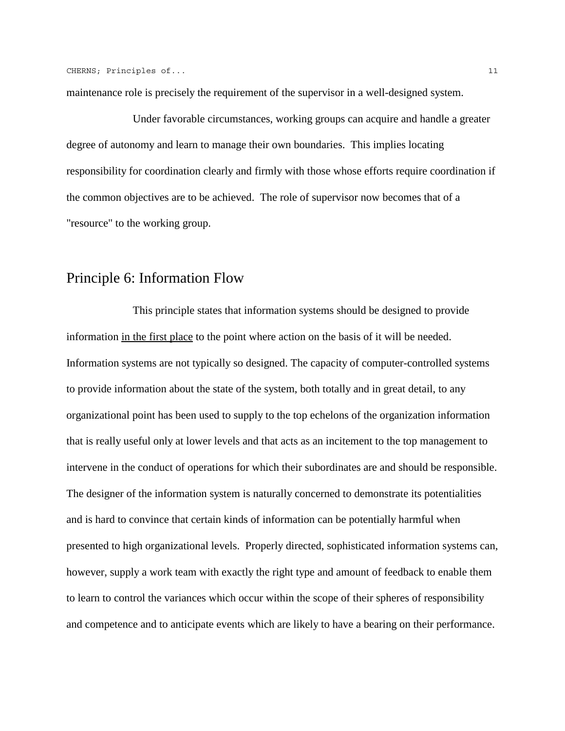maintenance role is precisely the requirement of the supervisor in a well-designed system.

Under favorable circumstances, working groups can acquire and handle a greater degree of autonomy and learn to manage their own boundaries. This implies locating responsibility for coordination clearly and firmly with those whose efforts require coordination if the common objectives are to be achieved. The role of supervisor now becomes that of a "resource" to the working group.

## Principle 6: Information Flow

This principle states that information systems should be designed to provide information <u>in the first place</u> to the point where action on the basis of it will be needed. Information systems are not typically so designed. The capacity of computer-controlled systems to provide information about the state of the system, both totally and in great detail, to any organizational point has been used to supply to the top echelons of the organization information that is really useful only at lower levels and that acts as an incitement to the top management to intervene in the conduct of operations for which their subordinates are and should be responsible. The designer of the information system is naturally concerned to demonstrate its potentialities and is hard to convince that certain kinds of information can be potentially harmful when presented to high organizational levels. Properly directed, sophisticated information systems can, however, supply a work team with exactly the right type and amount of feedback to enable them to learn to control the variances which occur within the scope of their spheres of responsibility and competence and to anticipate events which are likely to have a bearing on their performance.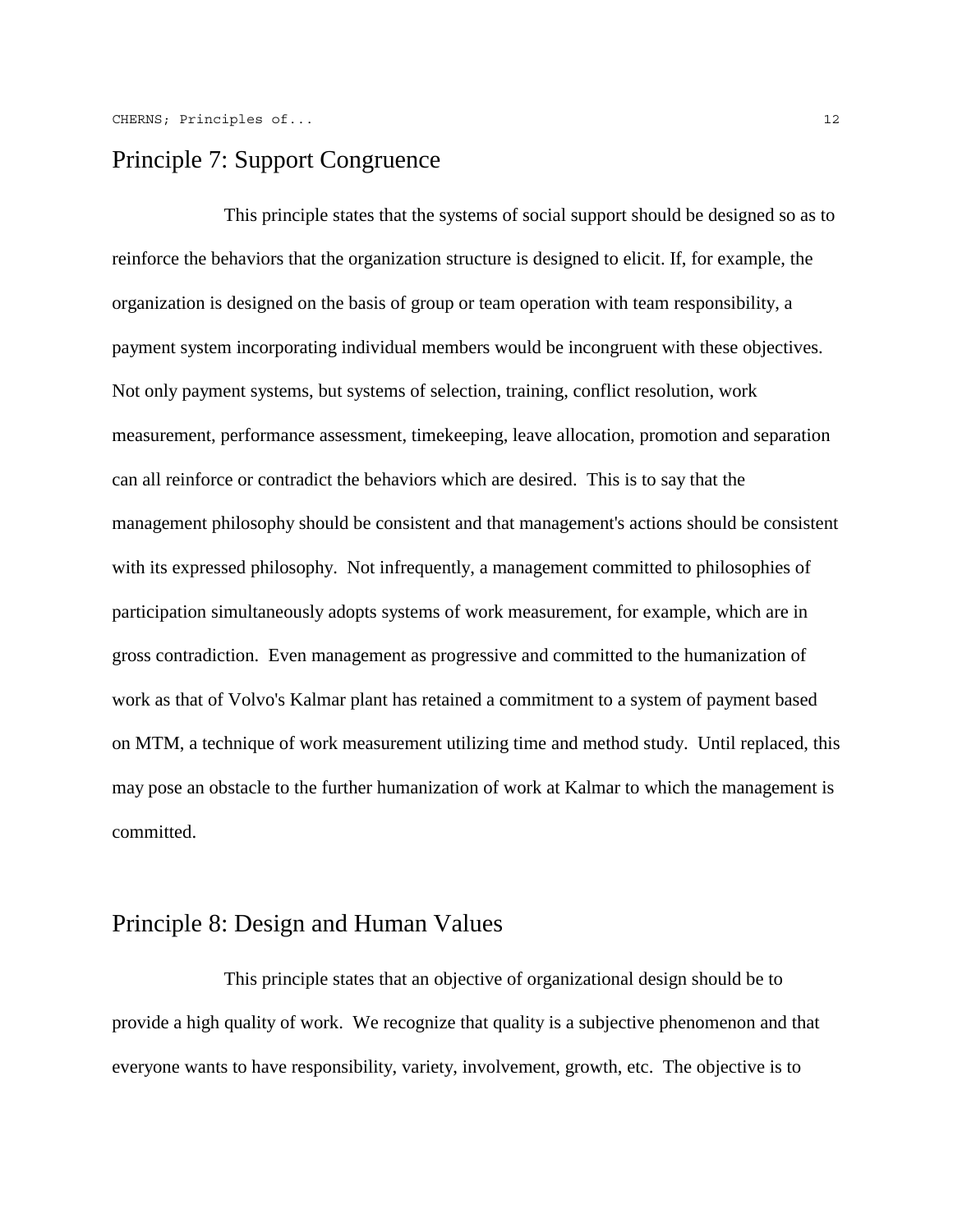## Principle 7: Support Congruence

This principle states that the systems of social support should be designed so as to reinforce the behaviors that the organization structure is designed to elicit. If, for example, the organization is designed on the basis of group or team operation with team responsibility, a payment system incorporating individual members would be incongruent with these objectives. Not only payment systems, but systems of selection, training, conflict resolution, work measurement, performance assessment, timekeeping, leave allocation, promotion and separation can all reinforce or contradict the behaviors which are desired. This is to say that the management philosophy should be consistent and that management's actions should be consistent with its expressed philosophy. Not infrequently, a management committed to philosophies of participation simultaneously adopts systems of work measurement, for example, which are in gross contradiction. Even management as progressive and committed to the humanization of work as that of Volvo's Kalmar plant has retained a commitment to a system of payment based on MTM, a technique of work measurement utilizing time and method study. Until replaced, this may pose an obstacle to the further humanization of work at Kalmar to which the management is committed.

## Principle 8: Design and Human Values

This principle states that an objective of organizational design should be to provide a high quality of work. We recognize that quality is a subjective phenomenon and that everyone wants to have responsibility, variety, involvement, growth, etc. The objective is to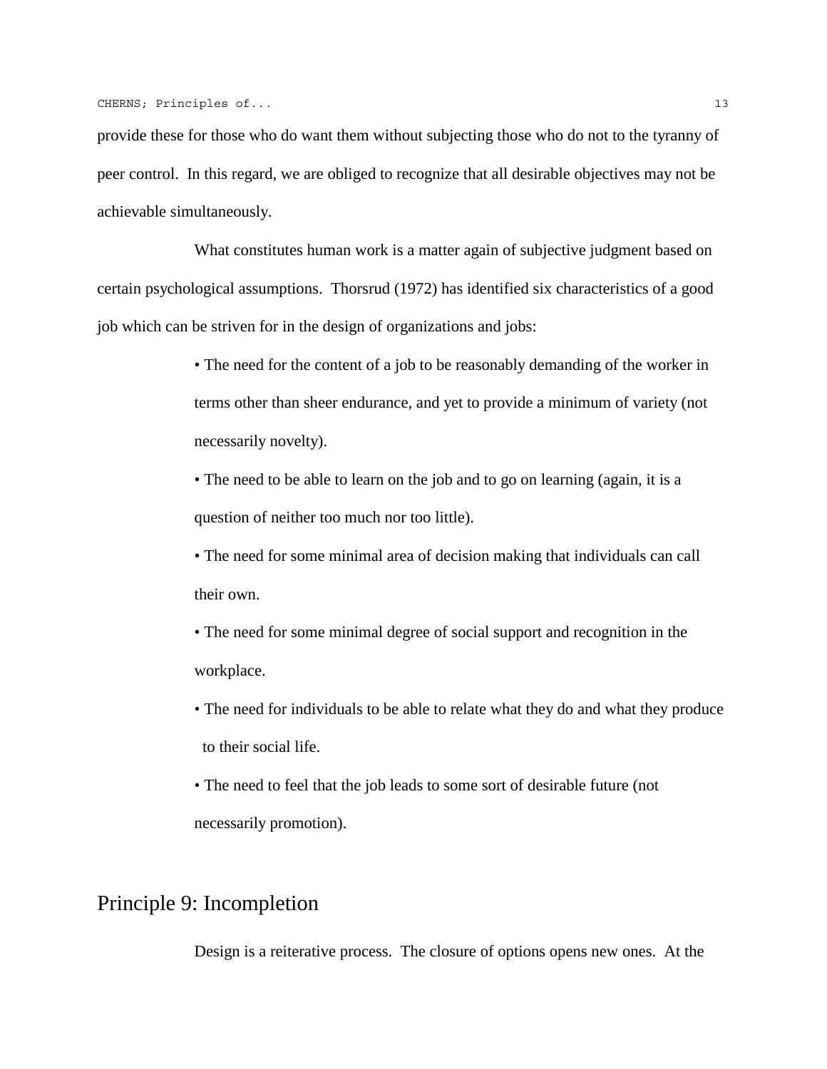provide these for those who do want them without subjecting those who do not to the tyranny of peer control. In this regard, we are obliged to recognize that all desirable objectives may not be achievable simultaneously.

What constitutes human work is a matter again of subjective judgment based on certain psychological assumptions. Thorsrud (1972) has identified six characteristics of a good job which can be striven for in the design of organizations and jobs:

- The need for the content of a job to be reasonably demanding of the worker in terms other than sheer endurance, and yet to provide a minimum of variety (not necessarily novelty).
- The need to be able to learn on the job and to go on learning (again, it is a question of neither too much nor too little).
- The need for some minimal area of decision making that individuals can call their own.
- The need for some minimal degree of social support and recognition in the workplace.
- The need for individuals to be able to relate what they do and what they produce to their social life.
- The need to feel that the job leads to some sort of desirable future (not necessarily promotion).

## Principle 9: Incompletion

Design is a reiterative process. The closure of options opens new ones. At the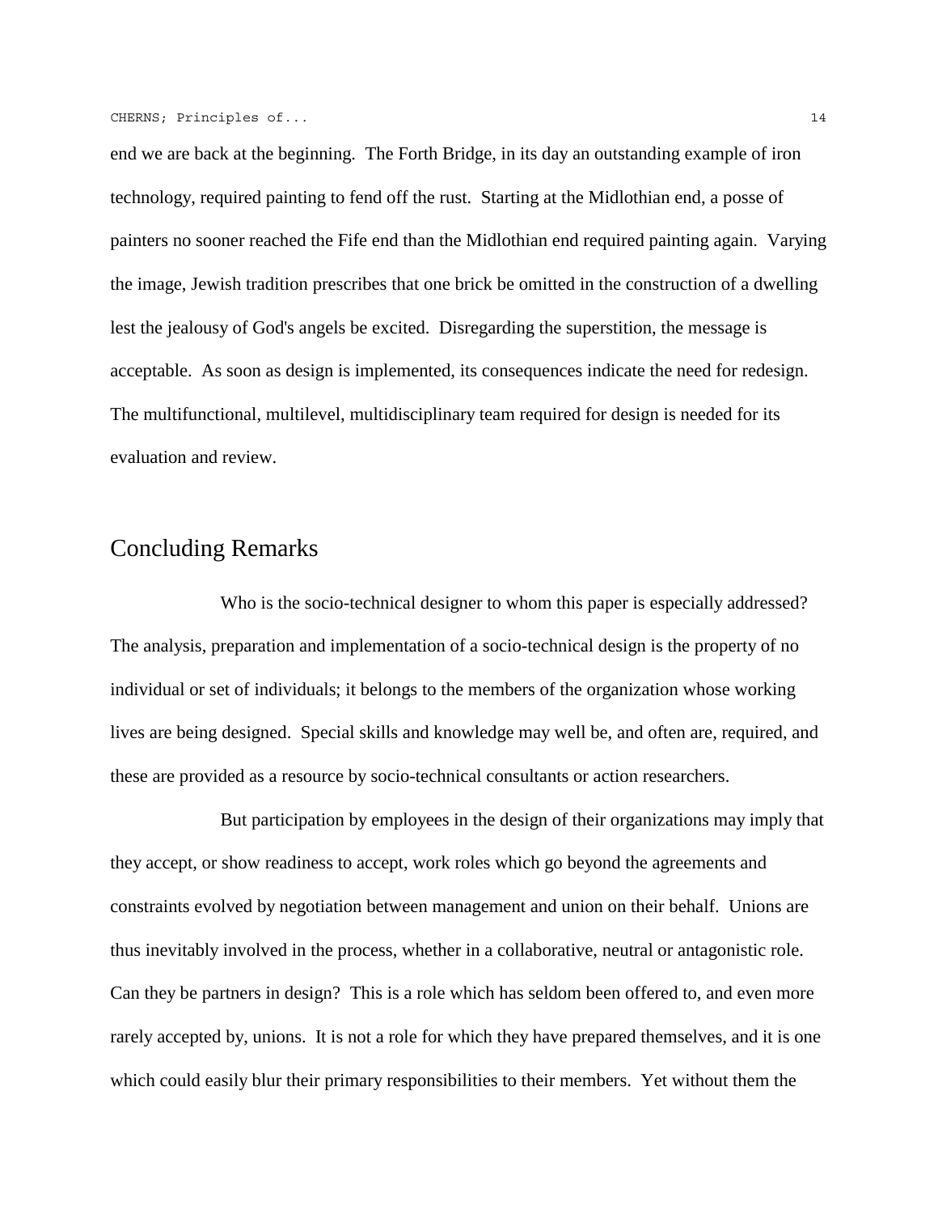end we are back at the beginning. The Forth Bridge, in its day an outstanding example of iron technology, required painting to fend off the rust. Starting at the Midlothian end, a posse of painters no sooner reached the Fife end than the Midlothian end required painting again. Varying the image, Jewish tradition prescribes that one brick be omitted in the construction of a dwelling lest the jealousy of God's angels be excited. Disregarding the superstition, the message is acceptable. As soon as design is implemented, its consequences indicate the need for redesign. The multifunctional, multilevel, multidisciplinary team required for design is needed for its evaluation and review.

## Concluding Remarks

Who is the socio-technical designer to whom this paper is especially addressed? The analysis, preparation and implementation of a socio-technical design is the property of no individual or set of individuals; it belongs to the members of the organization whose working lives are being designed. Special skills and knowledge may well be, and often are, required, and these are provided as a resource by socio-technical consultants or action researchers.

But participation by employees in the design of their organizations may imply that they accept, or show readiness to accept, work roles which go beyond the agreements and constraints evolved by negotiation between management and union on their behalf. Unions are thus inevitably involved in the process, whether in a collaborative, neutral or antagonistic role. Can they be partners in design? This is a role which has seldom been offered to, and even more rarely accepted by, unions. It is not a role for which they have prepared themselves, and it is one which could easily blur their primary responsibilities to their members. Yet without them the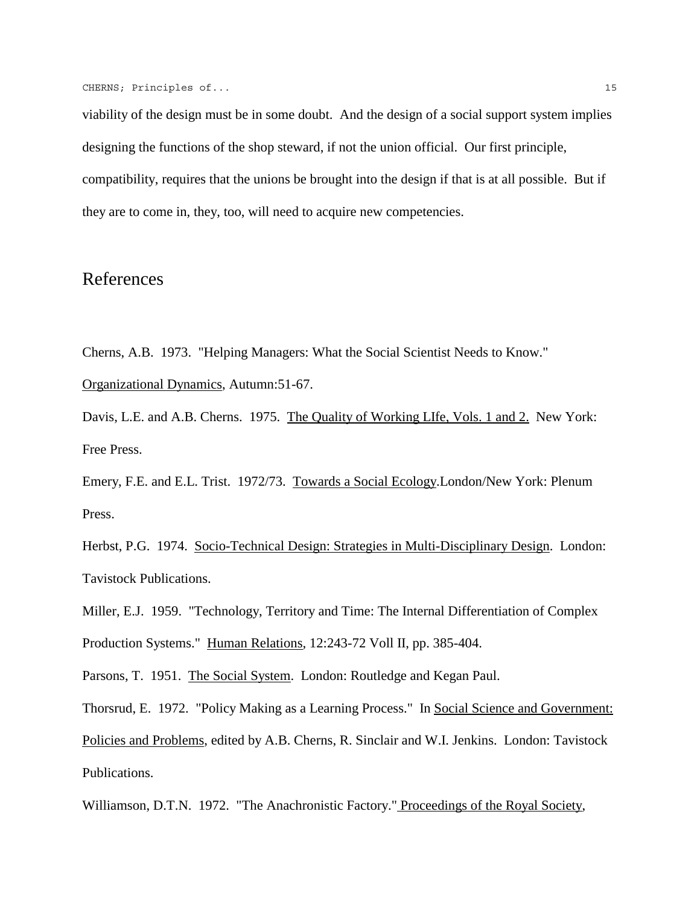viability of the design must be in some doubt. And the design of a social support system implies designing the functions of the shop steward, if not the union official. Our first principle, compatibility, requires that the unions be brought into the design if that is at all possible. But if they are to come in, they, too, will need to acquire new competencies.

## References

Cherns, A.B. 1973. "Helping Managers: What the Social Scientist Needs to Know." Organizational Dynamics, Autumn:51-67.

Davis, L.E. and A.B. Cherns. 1975. The Quality of Working LIfe, Vols. 1 and 2. New York: Free Press.

Emery, F.E. and E.L. Trist. 1972/73. Towards a Social Ecology.London/New York: Plenum Press.

Herbst, P.G. 1974. Socio-Technical Design: Strategies in Multi-Disciplinary Design. London: Tavistock Publications.

Miller, E.J. 1959. "Technology, Territory and Time: The Internal Differentiation of Complex Production Systems." Human Relations, 12:243-72 Voll II, pp. 385-404.

Parsons, T. 1951. The Social System. London: Routledge and Kegan Paul.

Thorsrud, E. 1972. "Policy Making as a Learning Process." In Social Science and Government: Policies and Problems, edited by A.B. Cherns, R. Sinclair and W.I. Jenkins. London: Tavistock Publications.

Williamson, D.T.N. 1972. "The Anachronistic Factory." Proceedings of the Royal Society,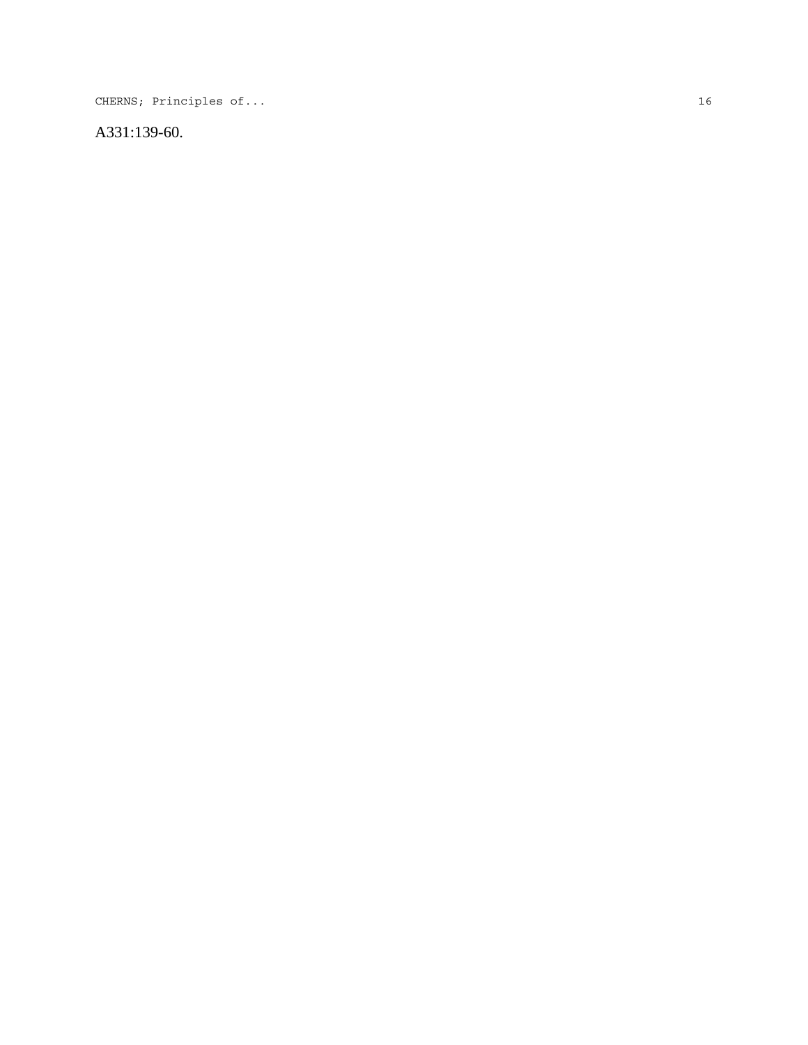A331:139-60.